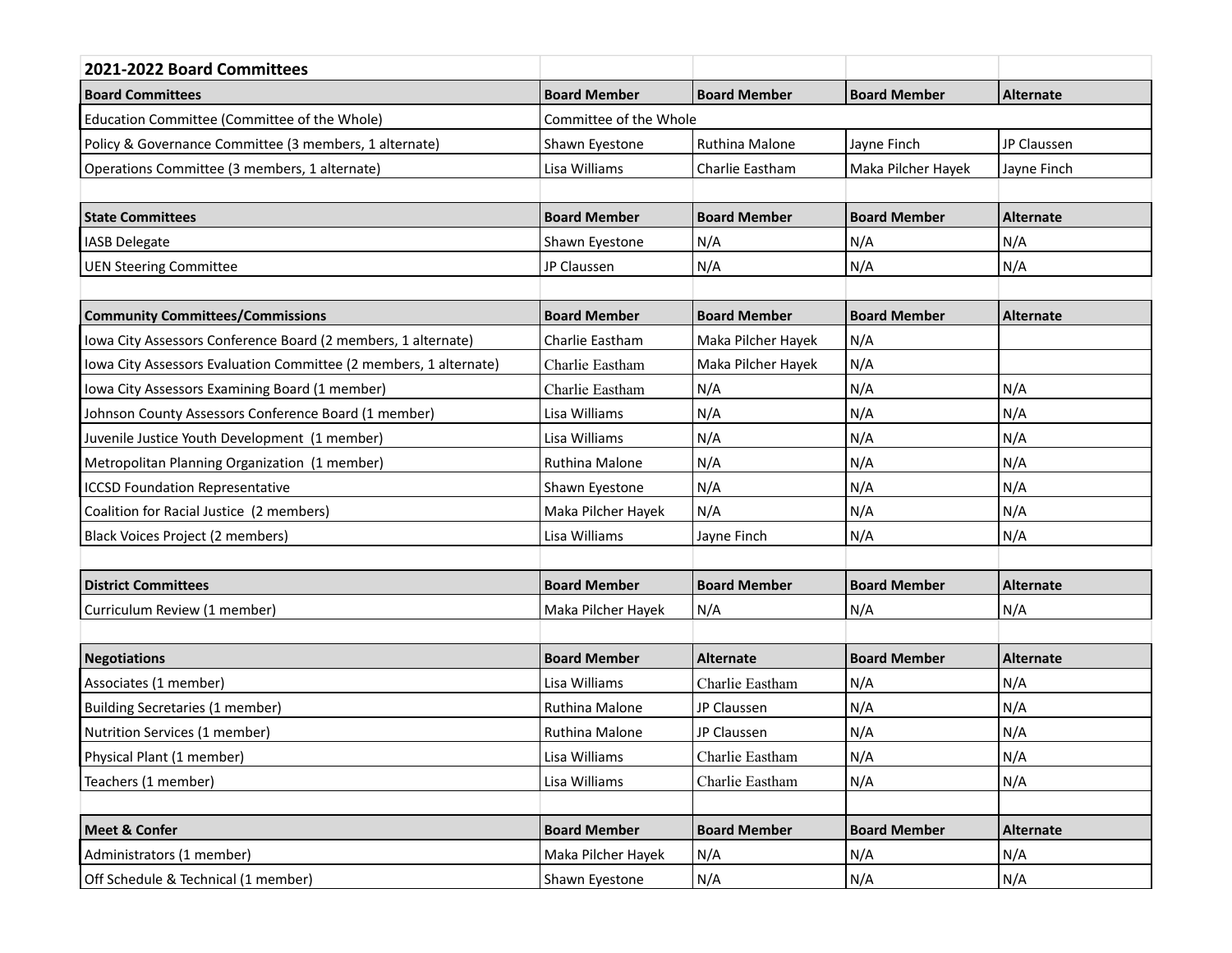## 2021-2022 Board Committees

| Board Committees | Board Member | Board Member | Board Member | Alternate |
|---|---|---|---|---|
| Education Committee (Committee of the Whole) | Committee of the Whole | | | |
| Policy & Governance Committee (3 members, 1 alternate) | Shawn Eyestone | Ruthina Malone | Jayne Finch | JP Claussen |
| Operations Committee (3 members, 1 alternate) | Lisa Williams | Charlie Eastham | Maka Pilcher Hayek | Jayne Finch |

| State Committees | Board Member | Board Member | Board Member | Alternate |
|---|---|---|---|---|
| IASB Delegate | Shawn Eyestone | N/A | N/A | N/A |
| UEN Steering Committee | JP Claussen | N/A | N/A | N/A |

| Community Committees/Commissions | Board Member | Board Member | Board Member | Alternate |
|---|---|---|---|---|
| Iowa City Assessors Conference Board (2 members, 1 alternate) | Charlie Eastham | Maka Pilcher Hayek | N/A | |
| Iowa City Assessors Evaluation Committee (2 members, 1 alternate) | Charlie Eastham | Maka Pilcher Hayek | N/A | |
| Iowa City Assessors Examining Board (1 member) | Charlie Eastham | N/A | N/A | N/A |
| Johnson County Assessors Conference Board (1 member) | Lisa Williams | N/A | N/A | N/A |
| Juvenile Justice Youth Development (1 member) | Lisa Williams | N/A | N/A | N/A |
| Metropolitan Planning Organization (1 member) | Ruthina Malone | N/A | N/A | N/A |
| ICCSD Foundation Representative | Shawn Eyestone | N/A | N/A | N/A |
| Coalition for Racial Justice (2 members) | Maka Pilcher Hayek | N/A | N/A | N/A |
| Black Voices Project (2 members) | Lisa Williams | Jayne Finch | N/A | N/A |

| District Committees | Board Member | Board Member | Board Member | Alternate |
|---|---|---|---|---|
| Curriculum Review (1 member) | Maka Pilcher Hayek | N/A | N/A | N/A |

| Negotiations | Board Member | Alternate | Board Member | Alternate |
|---|---|---|---|---|
| Associates (1 member) | Lisa Williams | Charlie Eastham | N/A | N/A |
| Building Secretaries (1 member) | Ruthina Malone | JP Claussen | N/A | N/A |
| Nutrition Services (1 member) | Ruthina Malone | JP Claussen | N/A | N/A |
| Physical Plant (1 member) | Lisa Williams | Charlie Eastham | N/A | N/A |
| Teachers (1 member) | Lisa Williams | Charlie Eastham | N/A | N/A |

| Meet & Confer | Board Member | Board Member | Board Member | Alternate |
|---|---|---|---|---|
| Administrators (1 member) | Maka Pilcher Hayek | N/A | N/A | N/A |
| Off Schedule & Technical (1 member) | Shawn Eyestone | N/A | N/A | N/A |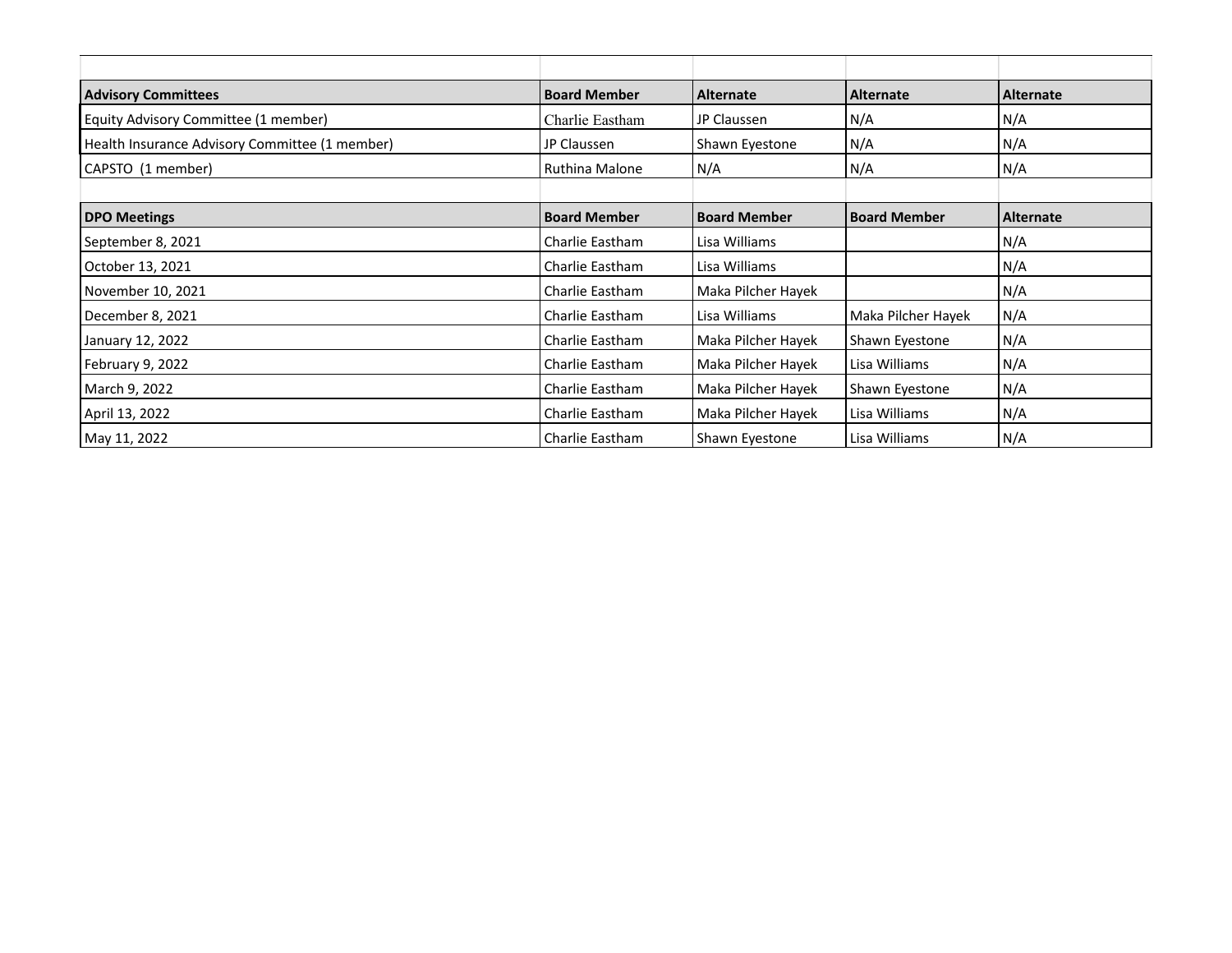| Advisory Committees | Board Member | Alternate | Alternate | Alternate |
|---|---|---|---|---|
| Equity Advisory Committee (1 member) | Charlie Eastham | JP Claussen | N/A | N/A |
| Health Insurance Advisory Committee (1 member) | JP Claussen | Shawn Eyestone | N/A | N/A |
| CAPSTO (1 member) | Ruthina Malone | N/A | N/A | N/A |

| DPO Meetings | Board Member | Board Member | Board Member | Alternate |
|---|---|---|---|---|
| September 8, 2021 | Charlie Eastham | Lisa Williams | | N/A |
| October 13, 2021 | Charlie Eastham | Lisa Williams | | N/A |
| November 10, 2021 | Charlie Eastham | Maka Pilcher Hayek | | N/A |
| December 8, 2021 | Charlie Eastham | Lisa Williams | Maka Pilcher Hayek | N/A |
| January 12, 2022 | Charlie Eastham | Maka Pilcher Hayek | Shawn Eyestone | N/A |
| February 9, 2022 | Charlie Eastham | Maka Pilcher Hayek | Lisa Williams | N/A |
| March 9, 2022 | Charlie Eastham | Maka Pilcher Hayek | Shawn Eyestone | N/A |
| April 13, 2022 | Charlie Eastham | Maka Pilcher Hayek | Lisa Williams | N/A |
| May 11, 2022 | Charlie Eastham | Shawn Eyestone | Lisa Williams | N/A |